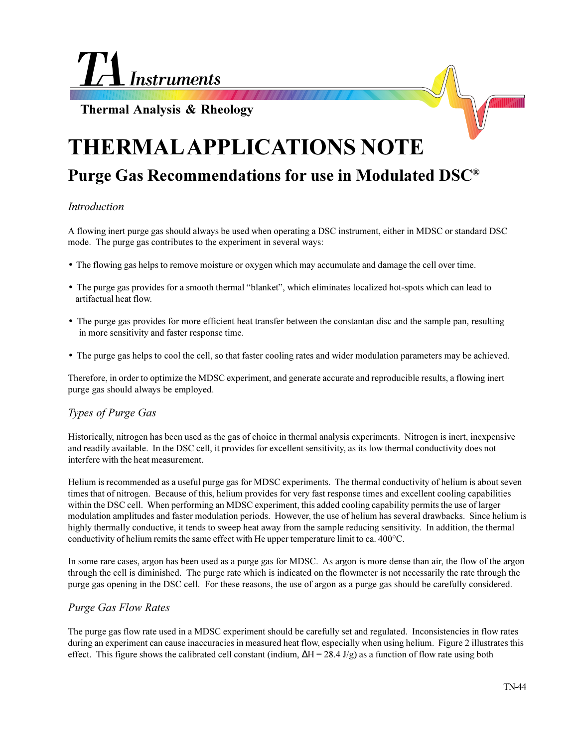# TA Instruments

**Thermal Analysis & Rheology**

# THERMAL APPLICATIONS NOTE

## Purge Gas Recommendations for use in Modulated DSC®

### *Introduction*

A flowing inert purge gas should always be used when operating a DSC instrument, either in MDSC or standard DSC mode. The purge gas contributes to the experiment in several ways:

- The flowing gas helps to remove moisture or oxygen which may accumulate and damage the cell over time.
- The purge gas provides for a smooth thermal "blanket", which eliminates localized hot-spots which can lead to artifactual heat flow.
- The purge gas provides for more efficient heat transfer between the constantan disc and the sample pan, resulting in more sensitivity and faster response time.
- The purge gas helps to cool the cell, so that faster cooling rates and wider modulation parameters may be achieved.

Therefore, in order to optimize the MDSC experiment, and generate accurate and reproducible results, a flowing inert purge gas should always be employed.

### *Types of Purge Gas*

Historically, nitrogen has been used as the gas of choice in thermal analysis experiments. Nitrogen is inert, inexpensive and readily available. In the DSC cell, it provides for excellent sensitivity, as its low thermal conductivity does not interfere with the heat measurement.

Helium is recommended as a useful purge gas for MDSC experiments. The thermal conductivity of helium is about seven times that of nitrogen. Because of this, helium provides for very fast response times and excellent cooling capabilities within the DSC cell. When performing an MDSC experiment, this added cooling capability permits the use of larger modulation amplitudes and faster modulation periods. However, the use of helium has several drawbacks. Since helium is highly thermally conductive, it tends to sweep heat away from the sample reducing sensitivity. In addition, the thermal conductivity of helium remits the same effect with He upper temperature limit to ca. 400°C.

In some rare cases, argon has been used as a purge gas for MDSC. As argon is more dense than air, the flow of the argon through the cell is diminished. The purge rate which is indicated on the flowmeter is not necessarily the rate through the purge gas opening in the DSC cell. For these reasons, the use of argon as a purge gas should be carefully considered.

### *Purge Gas Flow Rates*

The purge gas flow rate used in a MDSC experiment should be carefully set and regulated. Inconsistencies in flow rates during an experiment can cause inaccuracies in measured heat flow, especially when using helium. Figure 2 illustrates this effect. This figure shows the calibrated cell constant (indium, $\Delta H = 28.4$ J/g) as a function of flow rate using both

TN-44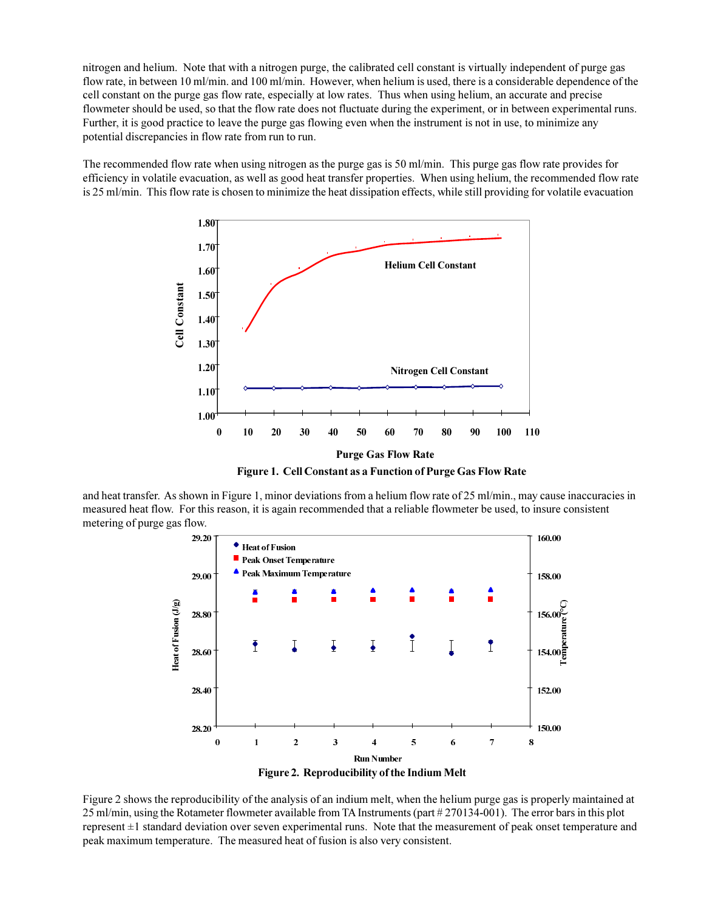nitrogen and helium. Note that with a nitrogen purge, the calibrated cell constant is virtually independent of purge gas flow rate, in between 10 ml/min. and 100 ml/min. However, when helium is used, there is a considerable dependence of the cell constant on the purge gas flow rate, especially at low rates. Thus when using helium, an accurate and precise flowmeter should be used, so that the flow rate does not fluctuate during the experiment, or in between experimental runs. Further, it is good practice to leave the purge gas flowing even when the instrument is not in use, to minimize any potential discrepancies in flow rate from run to run.

The recommended flow rate when using nitrogen as the purge gas is 50 ml/min. This purge gas flow rate provides for efficiency in volatile evacuation, as well as good heat transfer properties. When using helium, the recommended flow rate is 25 ml/min. This flow rate is chosen to minimize the heat dissipation effects, while still providing for volatile evacuation and heat transfer. As shown in Figure 1, minor deviations from a helium flow rate of 25 ml/min., may cause inaccuracies in measured heat flow. For this reason, it is again recommended that a reliable flowmeter be used, to insure consistent metering of purge gas flow.

**Figure 1. Cell Constant as a Function of Purge Gas Flow Rate**

**Figure 2. Reproducibility of the Indium Melt**

Figure 2 shows the reproducibility of the analysis of an indium melt, when the helium purge gas is properly maintained at 25 ml/min, using the Rotameter flowmeter available from TA Instruments (part # 270134-001). The error bars in this plot represent ±1 standard deviation over seven experimental runs. Note that the measurement of peak onset temperature and peak maximum temperature. The measured heat of fusion is also very consistent.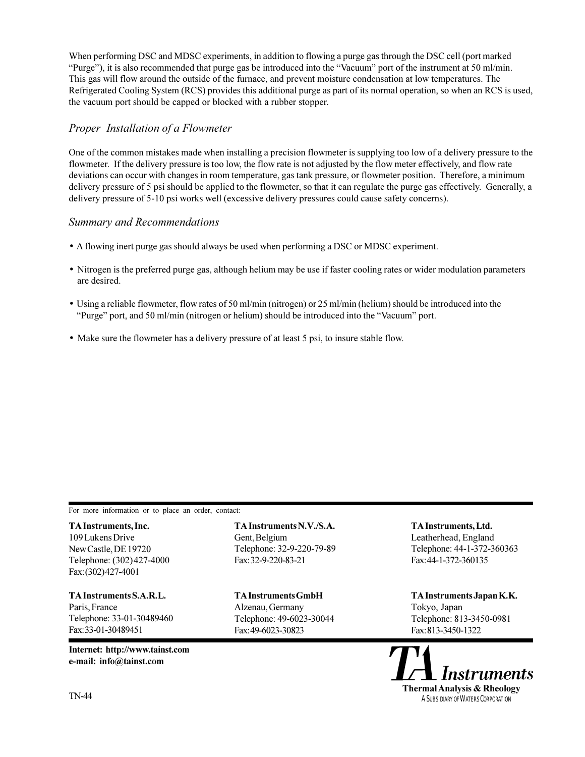When performing DSC and MDSC experiments, in addition to flowing a purge gas through the DSC cell (port marked "Purge"), it is also recommended that purge gas be introduced into the "Vacuum" port of the instrument at 50 ml/min. This gas will flow around the outside of the furnace, and prevent moisture condensation at low temperatures. The Refrigerated Cooling System (RCS) provides this additional purge as part of its normal operation, so when an RCS is used, the vacuum port should be capped or blocked with a rubber stopper.

## *Proper Installation of a Flowmeter*

One of the common mistakes made when installing a precision flowmeter is supplying too low of a delivery pressure to the flowmeter. If the delivery pressure is too low, the flow rate is not adjusted by the flow meter effectively, and flow rate deviations can occur with changes in room temperature, gas tank pressure, or flowmeter position. Therefore, a minimum delivery pressure of 5 psi should be applied to the flowmeter, so that it can regulate the purge gas effectively. Generally, a delivery pressure of 5-10 psi works well (excessive delivery pressures could cause safety concerns).

## *Summary and Recommendations*

- A flowing inert purge gas should always be used when performing a DSC or MDSC experiment.
- Nitrogen is the preferred purge gas, although helium may be use if faster cooling rates or wider modulation parameters are desired.
- Using a reliable flowmeter, flow rates of 50 ml/min (nitrogen) or 25 ml/min (helium) should be introduced into the "Purge" port, and 50 ml/min (nitrogen or helium) should be introduced into the "Vacuum" port.
- Make sure the flowmeter has a delivery pressure of at least 5 psi, to insure stable flow.

For more information or to place an order, contact:

**TA Instruments, Inc.**
109 Lukens Drive
New Castle, DE 19720
Telephone: (302) 427-4000
Fax: (302) 427-4001

**TA Instruments N.V./S.A.**
Gent, Belgium
Telephone: 32-9-220-79-89
Fax: 32-9-220-83-21

**TA Instruments, Ltd.**
Leatherhead, England
Telephone: 44-1-372-360363
Fax: 44-1-372-360135

**TA Instruments S.A.R.L.**
Paris, France
Telephone: 33-01-30489460
Fax: 33-01-30489451

**TA Instruments GmbH**
Alzenau, Germany
Telephone: 49-6023-30044
Fax: 49-6023-30823

**TA Instruments Japan K.K.**
Tokyo, Japan
Telephone: 813-3450-0981
Fax: 813-3450-1322

**Internet: http://www.tainst.com**
**e-mail: info@tainst.com**

TA Instruments
**Thermal Analysis & Rheology**
A SUBSIDIARY OF WATERS CORPORATION

TN-44